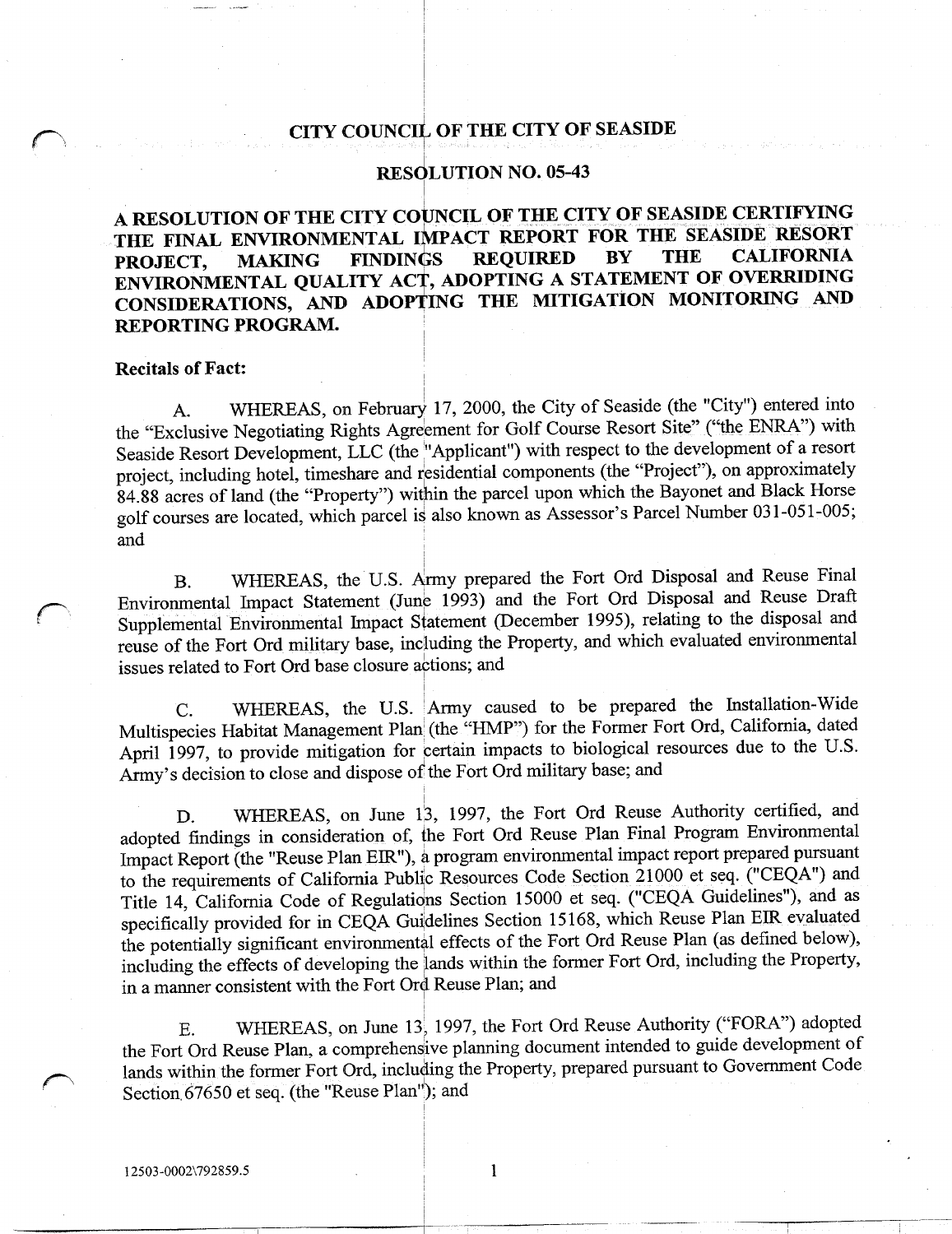# CITY COUNCIL OF THE CITY OF SEASIDE

## RESOLUTION NO. 05-43

**A RESOLUTION OF THE CITY COUNCIL OF THE CITY OF SEASIDE CERTIFYING THE FINAL ENVIRONMENTAL IMPACT REPORT FOR THE SEASIDE RESORT PROJECT, MAKING FINDINGS REQUIRED BY THE CALIFORNIA ENVIRONMENTAL QUALITY ACT, ADOPTING A STATEMENT OF OVERRIDING CONSIDERATIONS, AND ADOPTING THE MITIGATION MONITORING AND REPORTING PROGRAM.**

**Recitals of Fact:**

A. WHEREAS, on February 17, 2000, the City of Seaside (the "City") entered into the "Exclusive Negotiating Rights Agreement for Golf Course Resort Site" ("the ENRA") with Seaside Resort Development, LLC (the "Applicant") with respect to the development of a resort project, including hotel, timeshare and residential components (the "Project"), on approximately 84.88 acres of land (the "Property") within the parcel upon which the Bayonet and Black Horse golf courses are located, which parcel is also known as Assessor's Parcel Number 031-051-005; and

B. WHEREAS, the U.S. Army prepared the Fort Ord Disposal and Reuse Final Environmental Impact Statement (June 1993) and the Fort Ord Disposal and Reuse Draft Supplemental Environmental Impact Statement (December 1995), relating to the disposal and reuse of the Fort Ord military base, including the Property, and which evaluated environmental issues related to Fort Ord base closure actions; and

C. WHEREAS, the U.S. Army caused to be prepared the Installation-Wide Multispecies Habitat Management Plan (the "HMP") for the Former Fort Ord, California, dated April 1997, to provide mitigation for certain impacts to biological resources due to the U.S. Army's decision to close and dispose of the Fort Ord military base; and

D. WHEREAS, on June 13, 1997, the Fort Ord Reuse Authority certified, and adopted findings in consideration of, the Fort Ord Reuse Plan Final Program Environmental Impact Report (the "Reuse Plan EIR"), a program environmental impact report prepared pursuant to the requirements of California Public Resources Code Section 21000 et seq. ("CEQA") and Title 14, California Code of Regulations Section 15000 et seq. ("CEQA Guidelines"), and as specifically provided for in CEQA Guidelines Section 15168, which Reuse Plan EIR evaluated the potentially significant environmental effects of the Fort Ord Reuse Plan (as defined below), including the effects of developing the lands within the former Fort Ord, including the Property, in a manner consistent with the Fort Ord Reuse Plan; and

E. WHEREAS, on June 13, 1997, the Fort Ord Reuse Authority ("FORA") adopted the Fort Ord Reuse Plan, a comprehensive planning document intended to guide development of lands within the former Fort Ord, including the Property, prepared pursuant to Government Code Section 67650 et seq. (the "Reuse Plan"); and

12503-0002\792859.5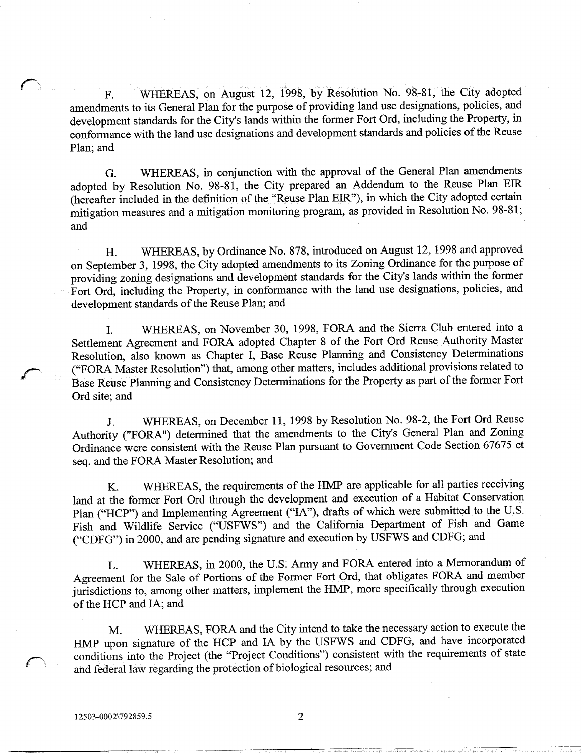F. WHEREAS, on August 12, 1998, by Resolution No. 98-81, the City adopted amendments to its General Plan for the purpose of providing land use designations, policies, and development standards for the City's lands within the former Fort Ord, including the Property, in conformance with the land use designations and development standards and policies of the Reuse Plan; and

G. WHEREAS, in conjunction with the approval of the General Plan amendments adopted by Resolution No. 98-81, the City prepared an Addendum to the Reuse Plan EIR (hereafter included in the definition of the "Reuse Plan EIR"), in which the City adopted certain mitigation measures and a mitigation monitoring program, as provided in Resolution No. 98-81; and

H. WHEREAS, by Ordinance No. 878, introduced on August 12, 1998 and approved on September 3, 1998, the City adopted amendments to its Zoning Ordinance for the purpose of providing zoning designations and development standards for the City's lands within the former Fort Ord, including the Property, in conformance with the land use designations, policies, and development standards of the Reuse Plan; and

I. WHEREAS, on November 30, 1998, FORA and the Sierra Club entered into a Settlement Agreement and FORA adopted Chapter 8 of the Fort Ord Reuse Authority Master Resolution, also known as Chapter I, Base Reuse Planning and Consistency Determinations ("FORA Master Resolution") that, among other matters, includes additional provisions related to Base Reuse Planning and Consistency Determinations for the Property as part of the former Fort Ord site; and

J. WHEREAS, on December 11, 1998 by Resolution No. 98-2, the Fort Ord Reuse Authority ("FORA") determined that the amendments to the City's General Plan and Zoning Ordinance were consistent with the Reuse Plan pursuant to Government Code Section 67675 et seq. and the FORA Master Resolution; and

K. WHEREAS, the requirements of the HMP are applicable for all parties receiving land at the former Fort Ord through the development and execution of a Habitat Conservation Plan ("HCP") and Implementing Agreement ("IA"), drafts of which were submitted to the U.S. Fish and Wildlife Service ("USFWS") and the California Department of Fish and Game ("CDFG") in 2000, and are pending signature and execution by USFWS and CDFG; and

L. WHEREAS, in 2000, the U.S. Army and FORA entered into a Memorandum of Agreement for the Sale of Portions of the Former Fort Ord, that obligates FORA and member jurisdictions to, among other matters, implement the HMP, more specifically through execution of the HCP and IA; and

M. WHEREAS, FORA and the City intend to take the necessary action to execute the HMP upon signature of the HCP and IA by the USFWS and CDFG, and have incorporated conditions into the Project (the "Project Conditions") consistent with the requirements of state and federal law regarding the protection of biological resources; and

12503-0002\792859.5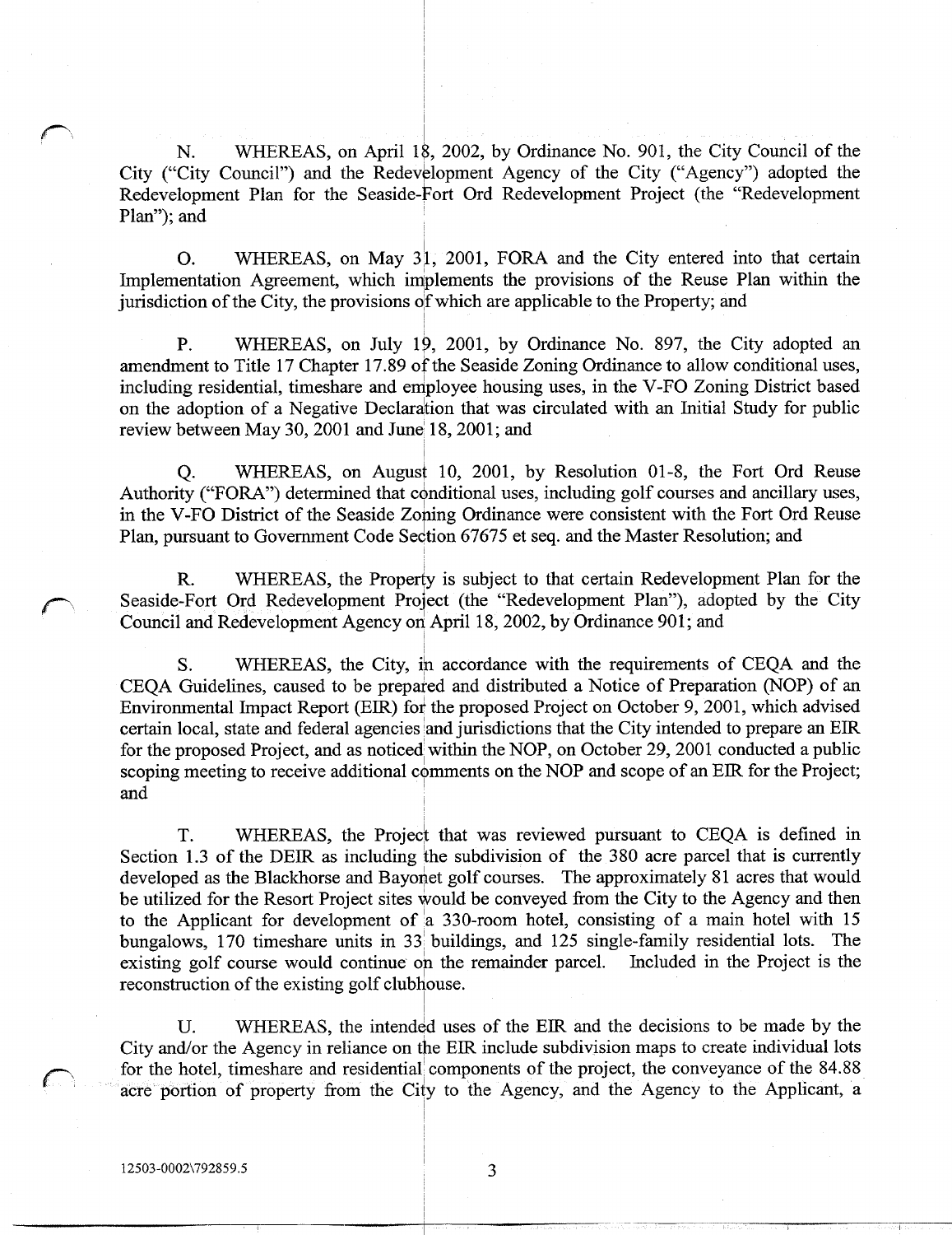N. WHEREAS, on April 18, 2002, by Ordinance No. 901, the City Council of the City ("City Council") and the Redevelopment Agency of the City ("Agency") adopted the Redevelopment Plan for the Seaside-Fort Ord Redevelopment Project (the "Redevelopment Plan"); and

O. WHEREAS, on May 31, 2001, FORA and the City entered into that certain Implementation Agreement, which implements the provisions of the Reuse Plan within the jurisdiction of the City, the provisions of which are applicable to the Property; and

P. WHEREAS, on July 19, 2001, by Ordinance No. 897, the City adopted an amendment to Title 17 Chapter 17.89 of the Seaside Zoning Ordinance to allow conditional uses, including residential, timeshare and employee housing uses, in the V-FO Zoning District based on the adoption of a Negative Declaration that was circulated with an Initial Study for public review between May 30, 2001 and June 18, 2001; and

Q. WHEREAS, on August 10, 2001, by Resolution 01-8, the Fort Ord Reuse Authority ("FORA") determined that conditional uses, including golf courses and ancillary uses, in the V-FO District of the Seaside Zoning Ordinance were consistent with the Fort Ord Reuse Plan, pursuant to Government Code Section 67675 et seq. and the Master Resolution; and

R. WHEREAS, the Property is subject to that certain Redevelopment Plan for the Seaside-Fort Ord Redevelopment Project (the "Redevelopment Plan"), adopted by the City Council and Redevelopment Agency on April 18, 2002, by Ordinance 901; and

S. WHEREAS, the City, in accordance with the requirements of CEQA and the CEQA Guidelines, caused to be prepared and distributed a Notice of Preparation (NOP) of an Environmental Impact Report (EIR) for the proposed Project on October 9, 2001, which advised certain local, state and federal agencies and jurisdictions that the City intended to prepare an EIR for the proposed Project, and as noticed within the NOP, on October 29, 2001 conducted a public scoping meeting to receive additional comments on the NOP and scope of an EIR for the Project; and

T. WHEREAS, the Project that was reviewed pursuant to CEQA is defined in Section 1.3 of the DEIR as including the subdivision of the 380 acre parcel that is currently developed as the Blackhorse and Bayonet golf courses. The approximately 81 acres that would be utilized for the Resort Project sites would be conveyed from the City to the Agency and then to the Applicant for development of a 330-room hotel, consisting of a main hotel with 15 bungalows, 170 timeshare units in 33 buildings, and 125 single-family residential lots. The existing golf course would continue on the remainder parcel. Included in the Project is the reconstruction of the existing golf clubhouse.

U. WHEREAS, the intended uses of the EIR and the decisions to be made by the City and/or the Agency in reliance on the EIR include subdivision maps to create individual lots for the hotel, timeshare and residential components of the project, the conveyance of the 84.88 acre portion of property from the City to the Agency, and the Agency to the Applicant, a

12503-0002\792859.5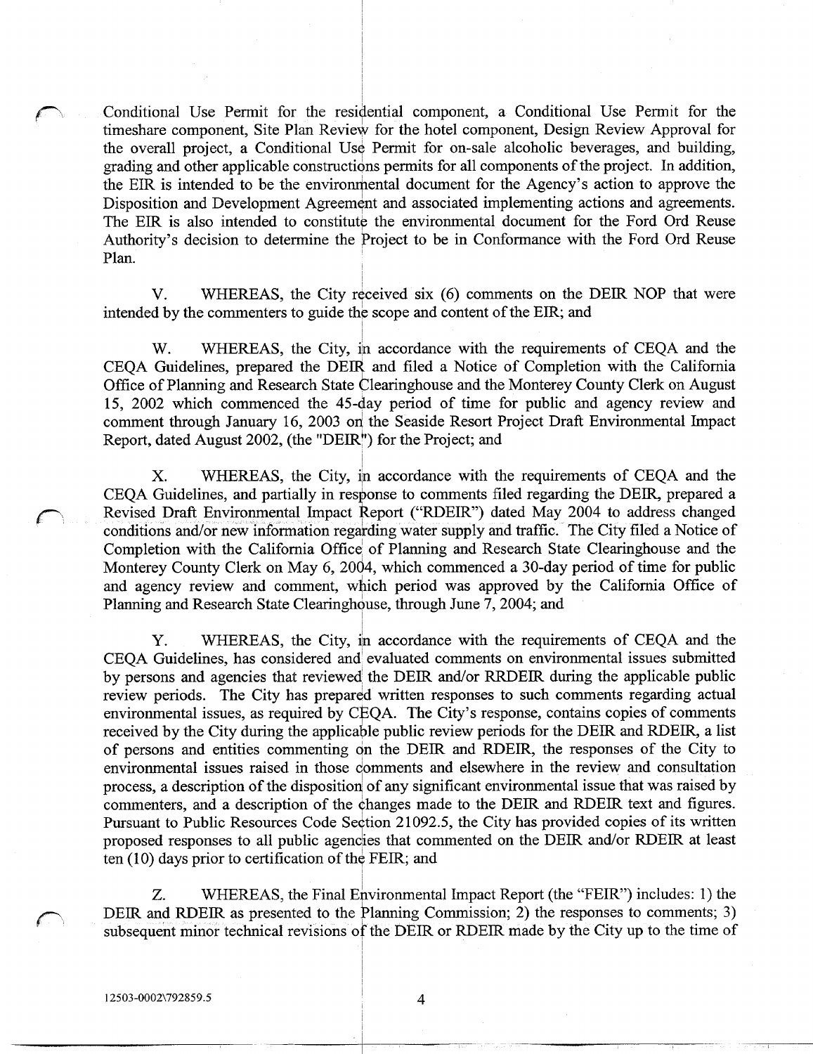Conditional Use Permit for the residential component, a Conditional Use Permit for the timeshare component, Site Plan Review for the hotel component, Design Review Approval for the overall project, a Conditional Use Permit for on-sale alcoholic beverages, and building, grading and other applicable constructions permits for all components of the project. In addition, the EIR is intended to be the environmental document for the Agency's action to approve the Disposition and Development Agreement and associated implementing actions and agreements. The EIR is also intended to constitute the environmental document for the Ford Ord Reuse Authority's decision to determine the Project to be in Conformance with the Ford Ord Reuse Plan.

V. WHEREAS, the City received six (6) comments on the DEIR NOP that were intended by the commenters to guide the scope and content of the EIR; and

W. WHEREAS, the City, in accordance with the requirements of CEQA and the CEQA Guidelines, prepared the DEIR and filed a Notice of Completion with the California Office of Planning and Research State Clearinghouse and the Monterey County Clerk on August 15, 2002 which commenced the 45-day period of time for public and agency review and comment through January 16, 2003 on the Seaside Resort Project Draft Environmental Impact Report, dated August 2002, (the "DEIR") for the Project; and

X. WHEREAS, the City, in accordance with the requirements of CEQA and the CEQA Guidelines, and partially in response to comments filed regarding the DEIR, prepared a Revised Draft Environmental Impact Report ("RDEIR") dated May 2004 to address changed conditions and/or new information regarding water supply and traffic. The City filed a Notice of Completion with the California Office of Planning and Research State Clearinghouse and the Monterey County Clerk on May 6, 2004, which commenced a 30-day period of time for public and agency review and comment, which period was approved by the California Office of Planning and Research State Clearinghouse, through June 7, 2004; and

Y. WHEREAS, the City, in accordance with the requirements of CEQA and the CEQA Guidelines, has considered and evaluated comments on environmental issues submitted by persons and agencies that reviewed the DEIR and/or RRDEIR during the applicable public review periods. The City has prepared written responses to such comments regarding actual environmental issues, as required by CEQA. The City's response, contains copies of comments received by the City during the applicable public review periods for the DEIR and RDEIR, a list of persons and entities commenting on the DEIR and RDEIR, the responses of the City to environmental issues raised in those comments and elsewhere in the review and consultation process, a description of the disposition of any significant environmental issue that was raised by commenters, and a description of the changes made to the DEIR and RDEIR text and figures. Pursuant to Public Resources Code Section 21092.5, the City has provided copies of its written proposed responses to all public agencies that commented on the DEIR and/or RDEIR at least ten (10) days prior to certification of the FEIR; and

Z. WHEREAS, the Final Environmental Impact Report (the "FEIR") includes: 1) the DEIR and RDEIR as presented to the Planning Commission; 2) the responses to comments; 3) subsequent minor technical revisions of the DEIR or RDEIR made by the City up to the time of

12503-0002\792859.5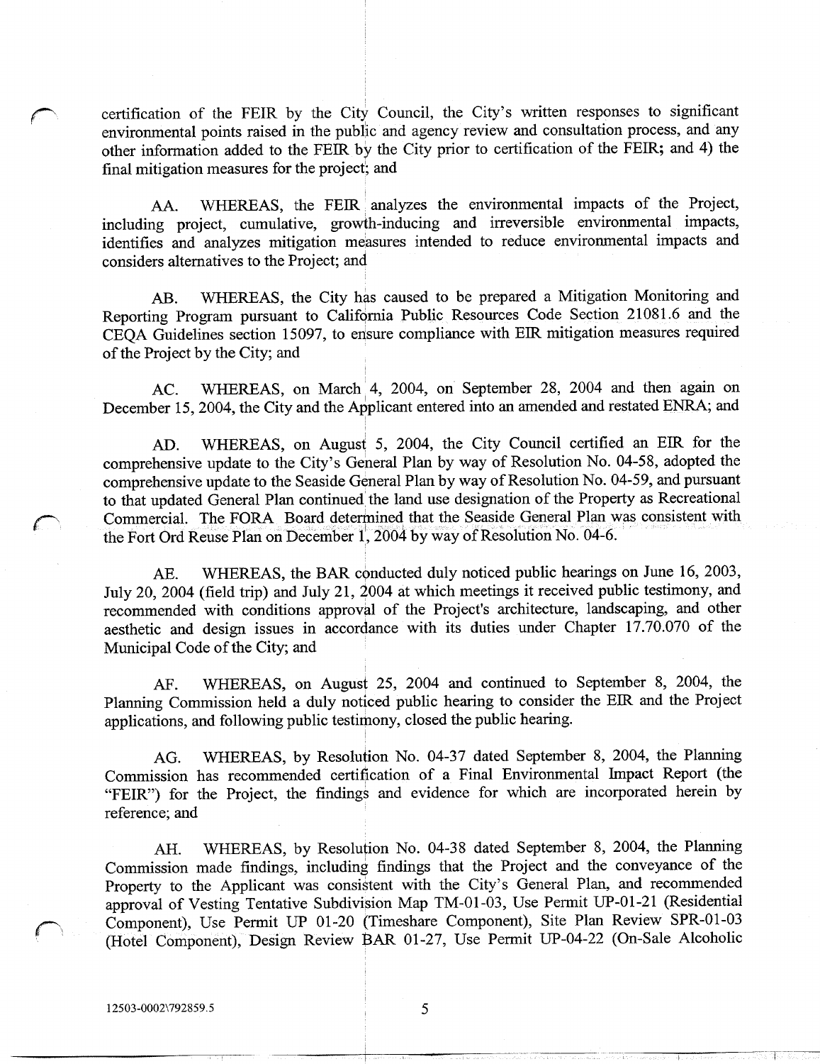certification of the FEIR by the City Council, the City's written responses to significant environmental points raised in the public and agency review and consultation process, and any other information added to the FEIR by the City prior to certification of the FEIR; and 4) the final mitigation measures for the project; and

AA. WHEREAS, the FEIR analyzes the environmental impacts of the Project, including project, cumulative, growth-inducing and irreversible environmental impacts, identifies and analyzes mitigation measures intended to reduce environmental impacts and considers alternatives to the Project; and

AB. WHEREAS, the City has caused to be prepared a Mitigation Monitoring and Reporting Program pursuant to California Public Resources Code Section 21081.6 and the CEQA Guidelines section 15097, to ensure compliance with EIR mitigation measures required of the Project by the City; and

AC. WHEREAS, on March 4, 2004, on September 28, 2004 and then again on December 15, 2004, the City and the Applicant entered into an amended and restated ENRA; and

AD. WHEREAS, on August 5, 2004, the City Council certified an EIR for the comprehensive update to the City's General Plan by way of Resolution No. 04-58, adopted the comprehensive update to the Seaside General Plan by way of Resolution No. 04-59, and pursuant to that updated General Plan continued the land use designation of the Property as Recreational Commercial. The FORA Board determined that the Seaside General Plan was consistent with the Fort Ord Reuse Plan on December 1, 2004 by way of Resolution No. 04-6.

AE. WHEREAS, the BAR conducted duly noticed public hearings on June 16, 2003, July 20, 2004 (field trip) and July 21, 2004 at which meetings it received public testimony, and recommended with conditions approval of the Project's architecture, landscaping, and other aesthetic and design issues in accordance with its duties under Chapter 17.70.070 of the Municipal Code of the City; and

AF. WHEREAS, on August 25, 2004 and continued to September 8, 2004, the Planning Commission held a duly noticed public hearing to consider the EIR and the Project applications, and following public testimony, closed the public hearing.

AG. WHEREAS, by Resolution No. 04-37 dated September 8, 2004, the Planning Commission has recommended certification of a Final Environmental Impact Report (the "FEIR") for the Project, the findings and evidence for which are incorporated herein by reference; and

AH. WHEREAS, by Resolution No. 04-38 dated September 8, 2004, the Planning Commission made findings, including findings that the Project and the conveyance of the Property to the Applicant was consistent with the City's General Plan, and recommended approval of Vesting Tentative Subdivision Map TM-01-03, Use Permit UP-01-21 (Residential Component), Use Permit UP 01-20 (Timeshare Component), Site Plan Review SPR-01-03 (Hotel Component), Design Review BAR 01-27, Use Permit UP-04-22 (On-Sale Alcoholic

12503-0002\792859.5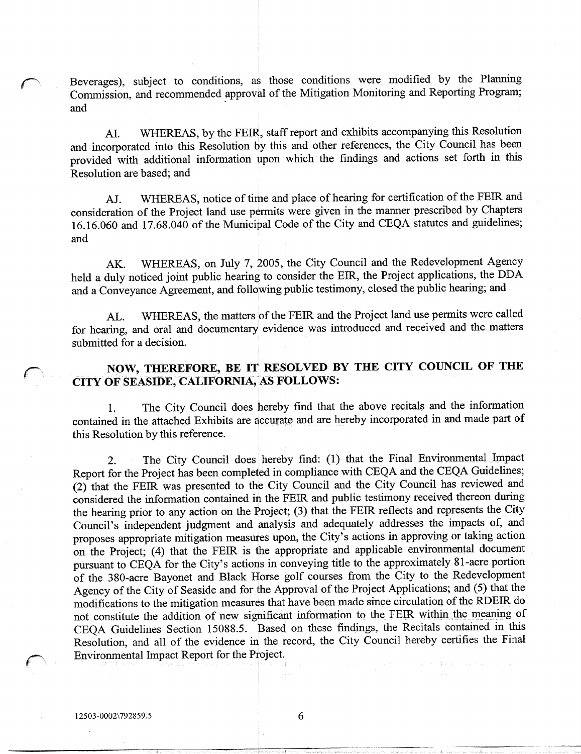Beverages), subject to conditions, as those conditions were modified by the Planning Commission, and recommended approval of the Mitigation Monitoring and Reporting Program; and

AI. WHEREAS, by the FEIR, staff report and exhibits accompanying this Resolution and incorporated into this Resolution by this and other references, the City Council has been provided with additional information upon which the findings and actions set forth in this Resolution are based; and

AJ. WHEREAS, notice of time and place of hearing for certification of the FEIR and consideration of the Project land use permits were given in the manner prescribed by Chapters 16.16.060 and 17.68.040 of the Municipal Code of the City and CEQA statutes and guidelines; and

AK. WHEREAS, on July 7, 2005, the City Council and the Redevelopment Agency held a duly noticed joint public hearing to consider the EIR, the Project applications, the DDA and a Conveyance Agreement, and following public testimony, closed the public hearing; and

AL. WHEREAS, the matters of the FEIR and the Project land use permits were called for hearing, and oral and documentary evidence was introduced and received and the matters submitted for a decision.

**NOW, THEREFORE, BE IT RESOLVED BY THE CITY COUNCIL OF THE CITY OF SEASIDE, CALIFORNIA, AS FOLLOWS:**

1. The City Council does hereby find that the above recitals and the information contained in the attached Exhibits are accurate and are hereby incorporated in and made part of this Resolution by this reference.

2. The City Council does hereby find: (1) that the Final Environmental Impact Report for the Project has been completed in compliance with CEQA and the CEQA Guidelines; (2) that the FEIR was presented to the City Council and the City Council has reviewed and considered the information contained in the FEIR and public testimony received thereon during the hearing prior to any action on the Project; (3) that the FEIR reflects and represents the City Council's independent judgment and analysis and adequately addresses the impacts of, and proposes appropriate mitigation measures upon, the City's actions in approving or taking action on the Project; (4) that the FEIR is the appropriate and applicable environmental document pursuant to CEQA for the City's actions in conveying title to the approximately 81-acre portion of the 380-acre Bayonet and Black Horse golf courses from the City to the Redevelopment Agency of the City of Seaside and for the Approval of the Project Applications; and (5) that the modifications to the mitigation measures that have been made since circulation of the RDEIR do not constitute the addition of new significant information to the FEIR within the meaning of CEQA Guidelines Section 15088.5. Based on these findings, the Recitals contained in this Resolution, and all of the evidence in the record, the City Council hereby certifies the Final Environmental Impact Report for the Project.

12503-0002\792859.5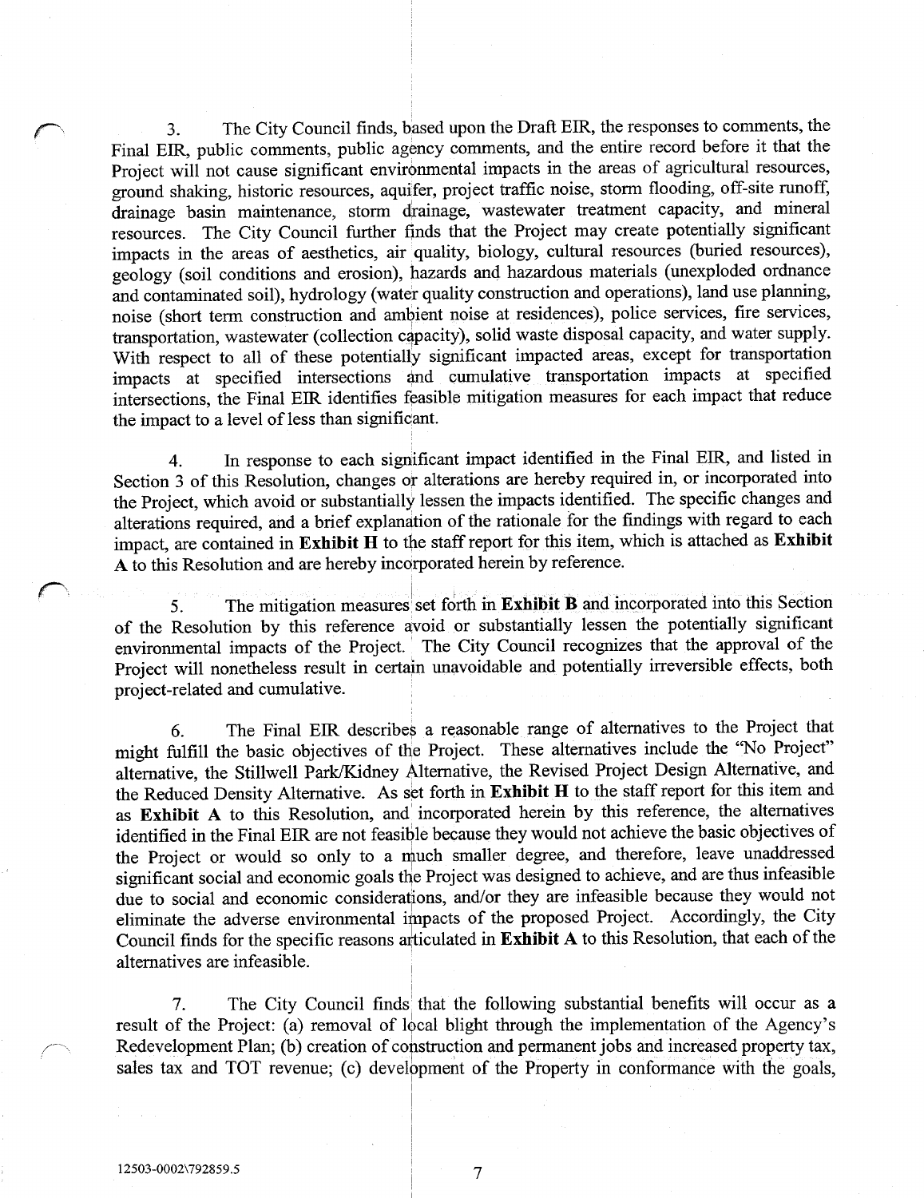3. The City Council finds, based upon the Draft EIR, the responses to comments, the Final EIR, public comments, public agency comments, and the entire record before it that the Project will not cause significant environmental impacts in the areas of agricultural resources, ground shaking, historic resources, aquifer, project traffic noise, storm flooding, off-site runoff, drainage basin maintenance, storm drainage, wastewater treatment capacity, and mineral resources. The City Council further finds that the Project may create potentially significant impacts in the areas of aesthetics, air quality, biology, cultural resources (buried resources), geology (soil conditions and erosion), hazards and hazardous materials (unexploded ordnance and contaminated soil), hydrology (water quality construction and operations), land use planning, noise (short term construction and ambient noise at residences), police services, fire services, transportation, wastewater (collection capacity), solid waste disposal capacity, and water supply. With respect to all of these potentially significant impacted areas, except for transportation impacts at specified intersections and cumulative transportation impacts at specified intersections, the Final EIR identifies feasible mitigation measures for each impact that reduce the impact to a level of less than significant.

4. In response to each significant impact identified in the Final EIR, and listed in Section 3 of this Resolution, changes or alterations are hereby required in, or incorporated into the Project, which avoid or substantially lessen the impacts identified. The specific changes and alterations required, and a brief explanation of the rationale for the findings with regard to each impact, are contained in **Exhibit H** to the staff report for this item, which is attached as **Exhibit A** to this Resolution and are hereby incorporated herein by reference.

5. The mitigation measures set forth in **Exhibit B** and incorporated into this Section of the Resolution by this reference avoid or substantially lessen the potentially significant environmental impacts of the Project. The City Council recognizes that the approval of the Project will nonetheless result in certain unavoidable and potentially irreversible effects, both project-related and cumulative.

6. The Final EIR describes a reasonable range of alternatives to the Project that might fulfill the basic objectives of the Project. These alternatives include the "No Project" alternative, the Stillwell Park/Kidney Alternative, the Revised Project Design Alternative, and the Reduced Density Alternative. As set forth in **Exhibit H** to the staff report for this item and as **Exhibit A** to this Resolution, and incorporated herein by this reference, the alternatives identified in the Final EIR are not feasible because they would not achieve the basic objectives of the Project or would so only to a much smaller degree, and therefore, leave unaddressed significant social and economic goals the Project was designed to achieve, and are thus infeasible due to social and economic considerations, and/or they are infeasible because they would not eliminate the adverse environmental impacts of the proposed Project. Accordingly, the City Council finds for the specific reasons articulated in **Exhibit A** to this Resolution, that each of the alternatives are infeasible.

7. The City Council finds that the following substantial benefits will occur as a result of the Project: (a) removal of local blight through the implementation of the Agency's Redevelopment Plan; (b) creation of construction and permanent jobs and increased property tax, sales tax and TOT revenue; (c) development of the Property in conformance with the goals,

12503-0002\792859.5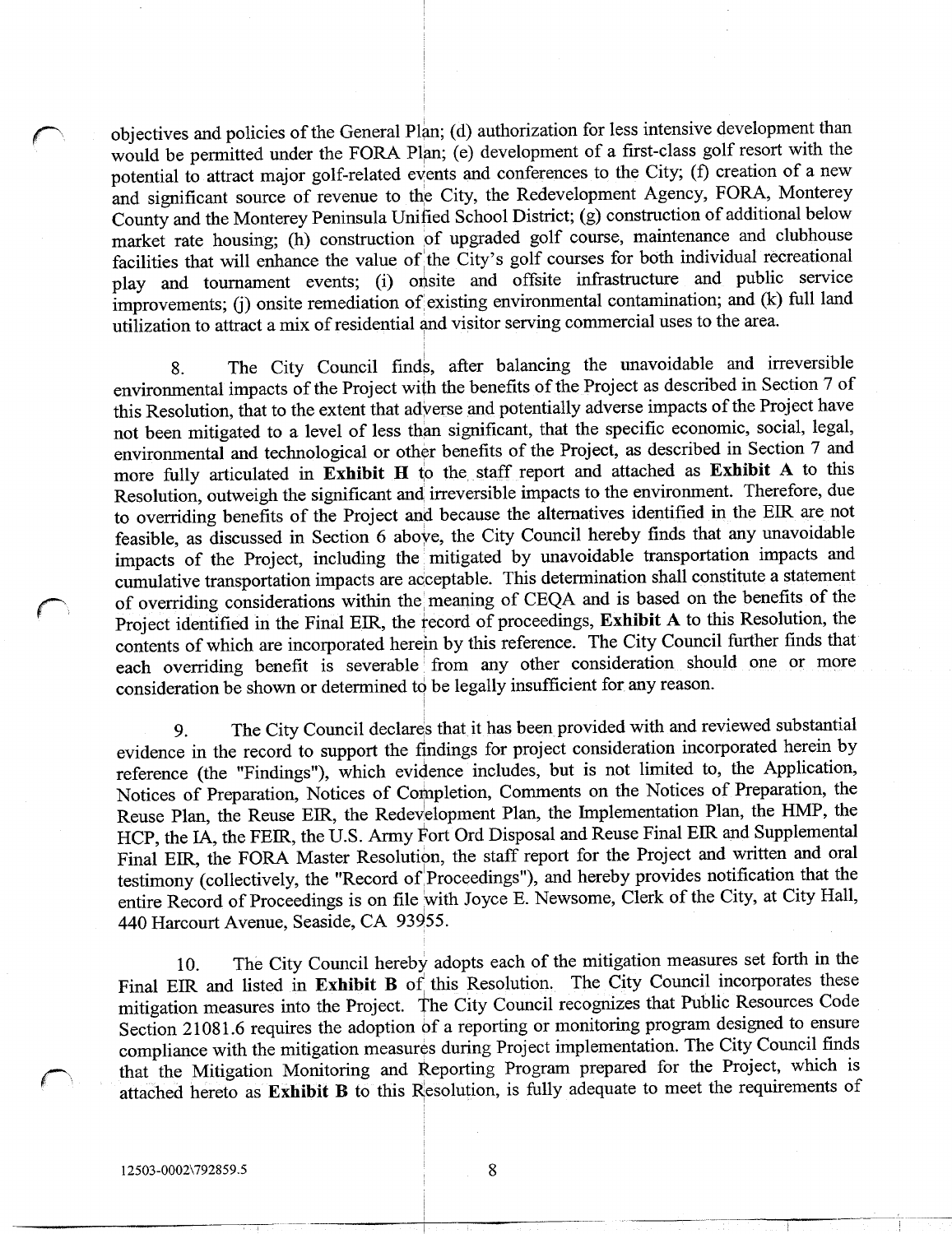objectives and policies of the General Plan; (d) authorization for less intensive development than would be permitted under the FORA Plan; (e) development of a first-class golf resort with the potential to attract major golf-related events and conferences to the City; (f) creation of a new and significant source of revenue to the City, the Redevelopment Agency, FORA, Monterey County and the Monterey Peninsula Unified School District; (g) construction of additional below market rate housing; (h) construction of upgraded golf course, maintenance and clubhouse facilities that will enhance the value of the City's golf courses for both individual recreational play and tournament events; (i) onsite and offsite infrastructure and public service improvements; (j) onsite remediation of existing environmental contamination; and (k) full land utilization to attract a mix of residential and visitor serving commercial uses to the area.

8. The City Council finds, after balancing the unavoidable and irreversible environmental impacts of the Project with the benefits of the Project as described in Section 7 of this Resolution, that to the extent that adverse and potentially adverse impacts of the Project have not been mitigated to a level of less than significant, that the specific economic, social, legal, environmental and technological or other benefits of the Project, as described in Section 7 and more fully articulated in **Exhibit H** to the staff report and attached as **Exhibit A** to this Resolution, outweigh the significant and irreversible impacts to the environment. Therefore, due to overriding benefits of the Project and because the alternatives identified in the EIR are not feasible, as discussed in Section 6 above, the City Council hereby finds that any unavoidable impacts of the Project, including the mitigated by unavoidable transportation impacts and cumulative transportation impacts are acceptable. This determination shall constitute a statement of overriding considerations within the meaning of CEQA and is based on the benefits of the Project identified in the Final EIR, the record of proceedings, **Exhibit A** to this Resolution, the contents of which are incorporated herein by this reference. The City Council further finds that each overriding benefit is severable from any other consideration should one or more consideration be shown or determined to be legally insufficient for any reason.

9. The City Council declares that it has been provided with and reviewed substantial evidence in the record to support the findings for project consideration incorporated herein by reference (the "Findings"), which evidence includes, but is not limited to, the Application, Notices of Preparation, Notices of Completion, Comments on the Notices of Preparation, the Reuse Plan, the Reuse EIR, the Redevelopment Plan, the Implementation Plan, the HMP, the HCP, the IA, the FEIR, the U.S. Army Fort Ord Disposal and Reuse Final EIR and Supplemental Final EIR, the FORA Master Resolution, the staff report for the Project and written and oral testimony (collectively, the "Record of Proceedings"), and hereby provides notification that the entire Record of Proceedings is on file with Joyce E. Newsome, Clerk of the City, at City Hall, 440 Harcourt Avenue, Seaside, CA 93955.

10. The City Council hereby adopts each of the mitigation measures set forth in the Final EIR and listed in **Exhibit B** of this Resolution. The City Council incorporates these mitigation measures into the Project. The City Council recognizes that Public Resources Code Section 21081.6 requires the adoption of a reporting or monitoring program designed to ensure compliance with the mitigation measures during Project implementation. The City Council finds that the Mitigation Monitoring and Reporting Program prepared for the Project, which is attached hereto as **Exhibit B** to this Resolution, is fully adequate to meet the requirements of

12503-0002\792859.5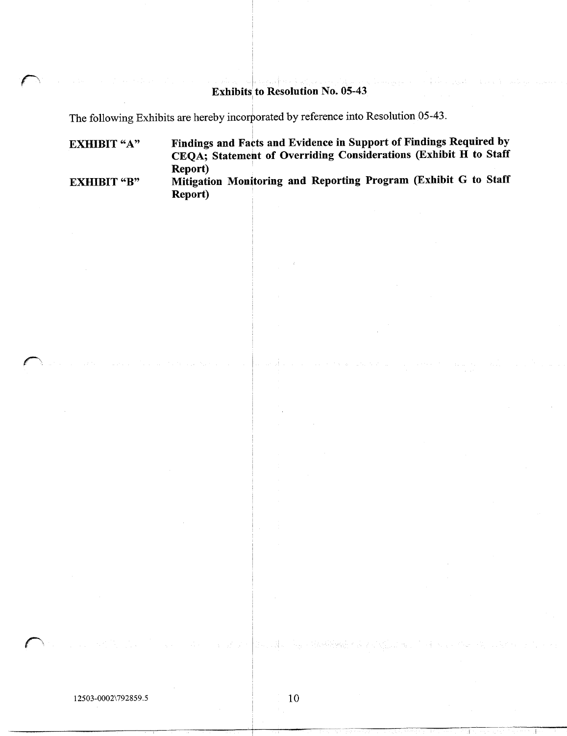## Exhibits to Resolution No. 05-43

The following Exhibits are hereby incorporated by reference into Resolution 05-43.

| | |
|---|---|
| **EXHIBIT "A"** | **Findings and Facts and Evidence in Support of Findings Required by CEQA; Statement of Overriding Considerations (Exhibit H to Staff Report)** |
| **EXHIBIT "B"** | **Mitigation Monitoring and Reporting Program (Exhibit G to Staff Report)** |

12503-0002\792859.5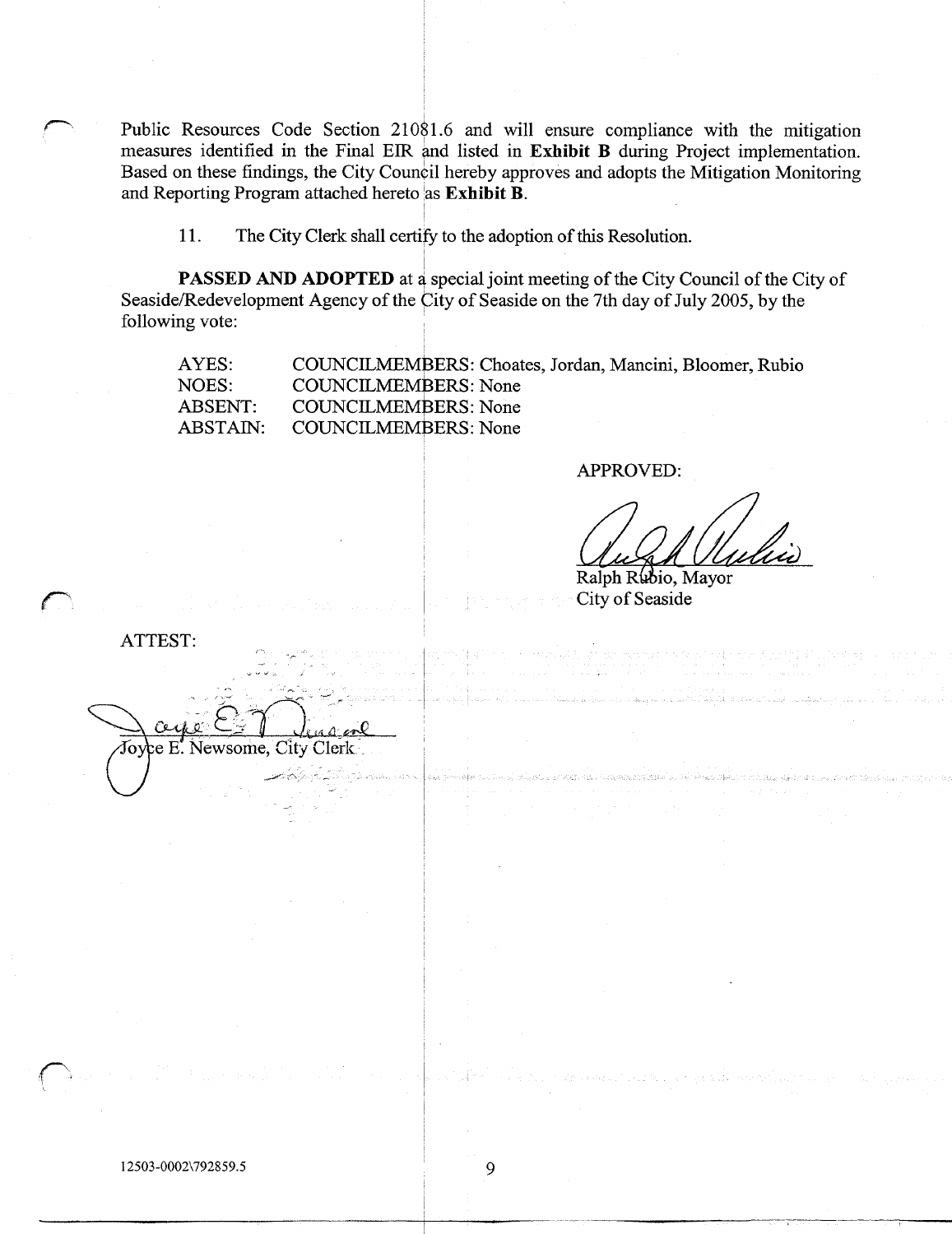Public Resources Code Section 21081.6 and will ensure compliance with the mitigation measures identified in the Final EIR and listed in **Exhibit B** during Project implementation. Based on these findings, the City Council hereby approves and adopts the Mitigation Monitoring and Reporting Program attached hereto as **Exhibit B**.

11. The City Clerk shall certify to the adoption of this Resolution.

**PASSED AND ADOPTED** at a special joint meeting of the City Council of the City of Seaside/Redevelopment Agency of the City of Seaside on the 7th day of July 2005, by the following vote:

| | |
|---|---|
| AYES: | COUNCILMEMBERS: Choates, Jordan, Mancini, Bloomer, Rubio |
| NOES: | COUNCILMEMBERS: None |
| ABSENT: | COUNCILMEMBERS: None |
| ABSTAIN: | COUNCILMEMBERS: None |

APPROVED:

Ralph Rubio, Mayor
City of Seaside

ATTEST:

Joyce E. Newsome, City Clerk

12503-0002\792859.5